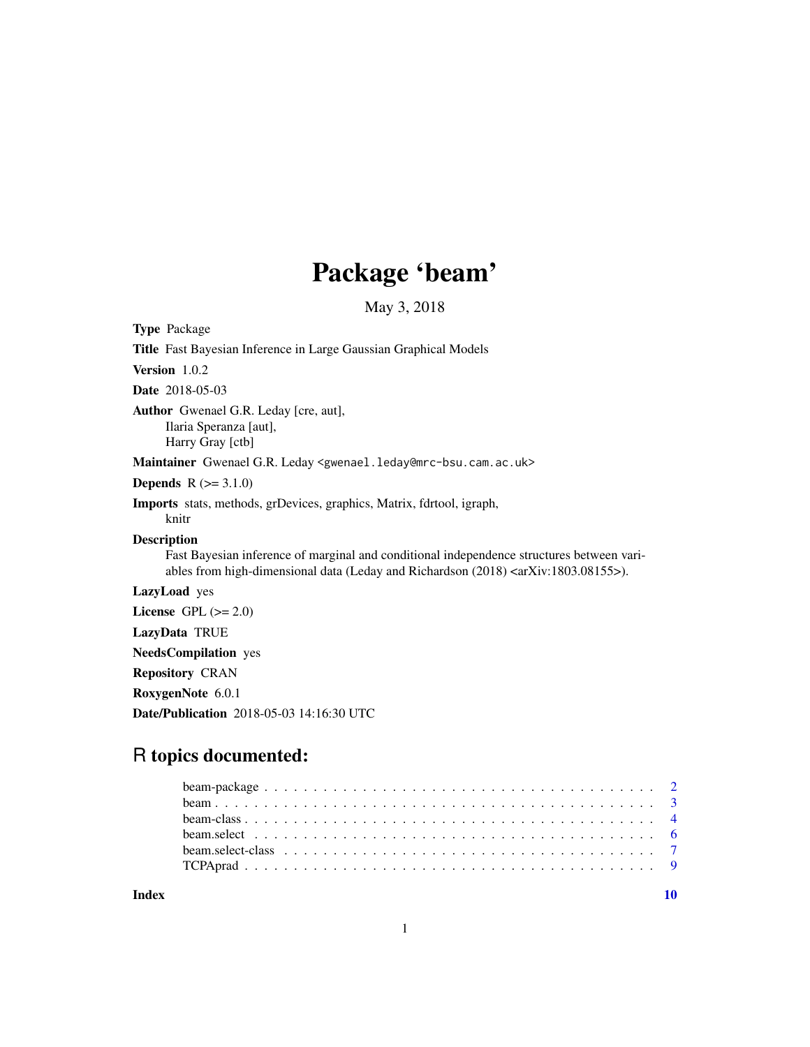# Package 'beam'

May 3, 2018

**Type** Package

**Title** Fast Bayesian Inference in Large Gaussian Graphical Models

**Version** 1.0.2

**Date** 2018-05-03

**Author** Gwenael G.R. Leday [cre, aut],
Ilaria Speranza [aut],
Harry Gray [ctb]

**Maintainer** Gwenael G.R. Leday <gwenael.leday@mrc-bsu.cam.ac.uk>

**Depends** R (>= 3.1.0)

**Imports** stats, methods, grDevices, graphics, Matrix, fdrtool, igraph, knitr

**Description**
Fast Bayesian inference of marginal and conditional independence structures between variables from high-dimensional data (Leday and Richardson (2018) <arXiv:1803.08155>).

**LazyLoad** yes

**License** GPL (>= 2.0)

**LazyData** TRUE

**NeedsCompilation** yes

**Repository** CRAN

**RoxygenNote** 6.0.1

**Date/Publication** 2018-05-03 14:16:30 UTC

## R topics documented:

| | |
|---|---|
| beam-package | 2 |
| beam | 3 |
| beam-class | 4 |
| beam.select | 6 |
| beam.select-class | 7 |
| TCPAprad | 9 |
| **Index** | **10** |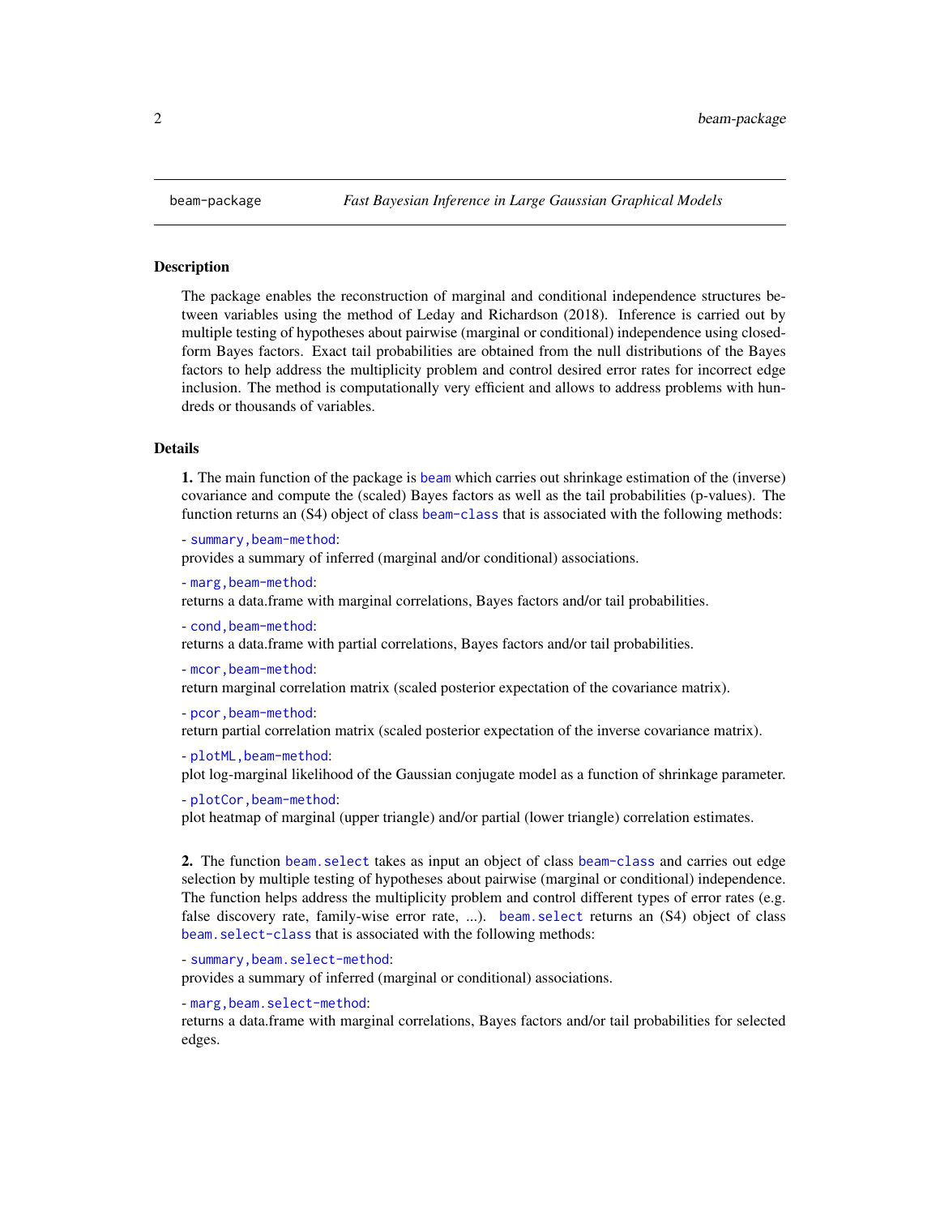beam-package *Fast Bayesian Inference in Large Gaussian Graphical Models*

## Description

The package enables the reconstruction of marginal and conditional independence structures between variables using the method of Leday and Richardson (2018). Inference is carried out by multiple testing of hypotheses about pairwise (marginal or conditional) independence using closed-form Bayes factors. Exact tail probabilities are obtained from the null distributions of the Bayes factors to help address the multiplicity problem and control desired error rates for incorrect edge inclusion. The method is computationally very efficient and allows to address problems with hundreds or thousands of variables.

## Details

**1.** The main function of the package is `beam` which carries out shrinkage estimation of the (inverse) covariance and compute the (scaled) Bayes factors as well as the tail probabilities (p-values). The function returns an (S4) object of class `beam-class` that is associated with the following methods:

- `summary,beam-method`:
provides a summary of inferred (marginal and/or conditional) associations.

- `marg,beam-method`:
returns a data.frame with marginal correlations, Bayes factors and/or tail probabilities.

- `cond,beam-method`:
returns a data.frame with partial correlations, Bayes factors and/or tail probabilities.

- `mcor,beam-method`:
return marginal correlation matrix (scaled posterior expectation of the covariance matrix).

- `pcor,beam-method`:
return partial correlation matrix (scaled posterior expectation of the inverse covariance matrix).

- `plotML,beam-method`:
plot log-marginal likelihood of the Gaussian conjugate model as a function of shrinkage parameter.

- `plotCor,beam-method`:
plot heatmap of marginal (upper triangle) and/or partial (lower triangle) correlation estimates.

**2.** The function `beam.select` takes as input an object of class `beam-class` and carries out edge selection by multiple testing of hypotheses about pairwise (marginal or conditional) independence. The function helps address the multiplicity problem and control different types of error rates (e.g. false discovery rate, family-wise error rate, ...). `beam.select` returns an (S4) object of class `beam.select-class` that is associated with the following methods:

- `summary,beam.select-method`:
provides a summary of inferred (marginal or conditional) associations.

- `marg,beam.select-method`:
returns a data.frame with marginal correlations, Bayes factors and/or tail probabilities for selected edges.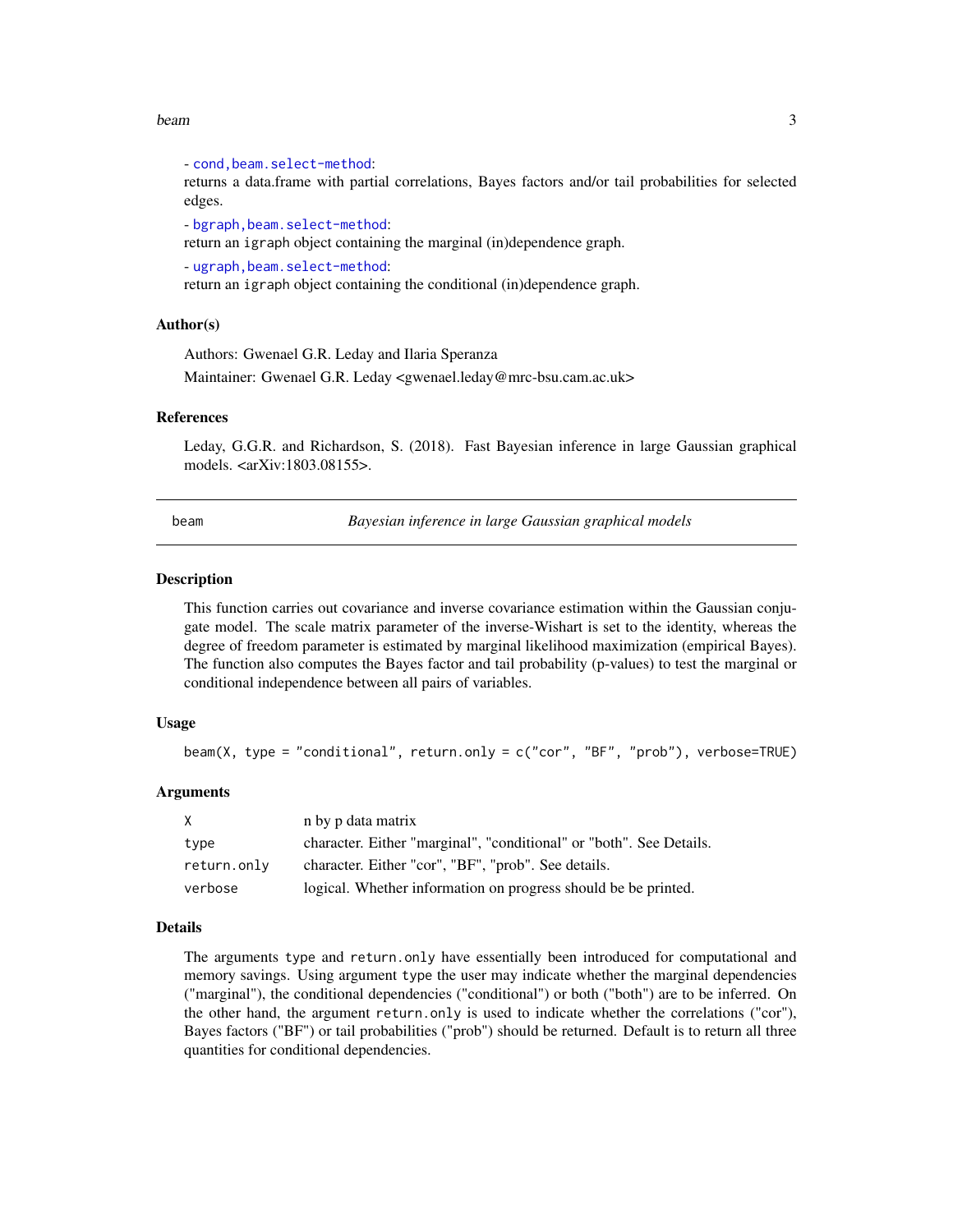- cond,beam.select-method:
returns a data.frame with partial correlations, Bayes factors and/or tail probabilities for selected edges.

- bgraph,beam.select-method:
return an igraph object containing the marginal (in)dependence graph.

- ugraph,beam.select-method:
return an igraph object containing the conditional (in)dependence graph.

### Author(s)

Authors: Gwenael G.R. Leday and Ilaria Speranza

Maintainer: Gwenael G.R. Leday <gwenael.leday@mrc-bsu.cam.ac.uk>

### References

Leday, G.G.R. and Richardson, S. (2018). Fast Bayesian inference in large Gaussian graphical models. <arXiv:1803.08155>.

---

## beam — *Bayesian inference in large Gaussian graphical models*

---

### Description

This function carries out covariance and inverse covariance estimation within the Gaussian conjugate model. The scale matrix parameter of the inverse-Wishart is set to the identity, whereas the degree of freedom parameter is estimated by marginal likelihood maximization (empirical Bayes). The function also computes the Bayes factor and tail probability (p-values) to test the marginal or conditional independence between all pairs of variables.

### Usage

```
beam(X, type = "conditional", return.only = c("cor", "BF", "prob"), verbose=TRUE)
```

### Arguments

| | |
|---|---|
| X | n by p data matrix |
| type | character. Either "marginal", "conditional" or "both". See Details. |
| return.only | character. Either "cor", "BF", "prob". See details. |
| verbose | logical. Whether information on progress should be be printed. |

### Details

The arguments type and return.only have essentially been introduced for computational and memory savings. Using argument type the user may indicate whether the marginal dependencies ("marginal"), the conditional dependencies ("conditional") or both ("both") are to be inferred. On the other hand, the argument return.only is used to indicate whether the correlations ("cor"), Bayes factors ("BF") or tail probabilities ("prob") should be returned. Default is to return all three quantities for conditional dependencies.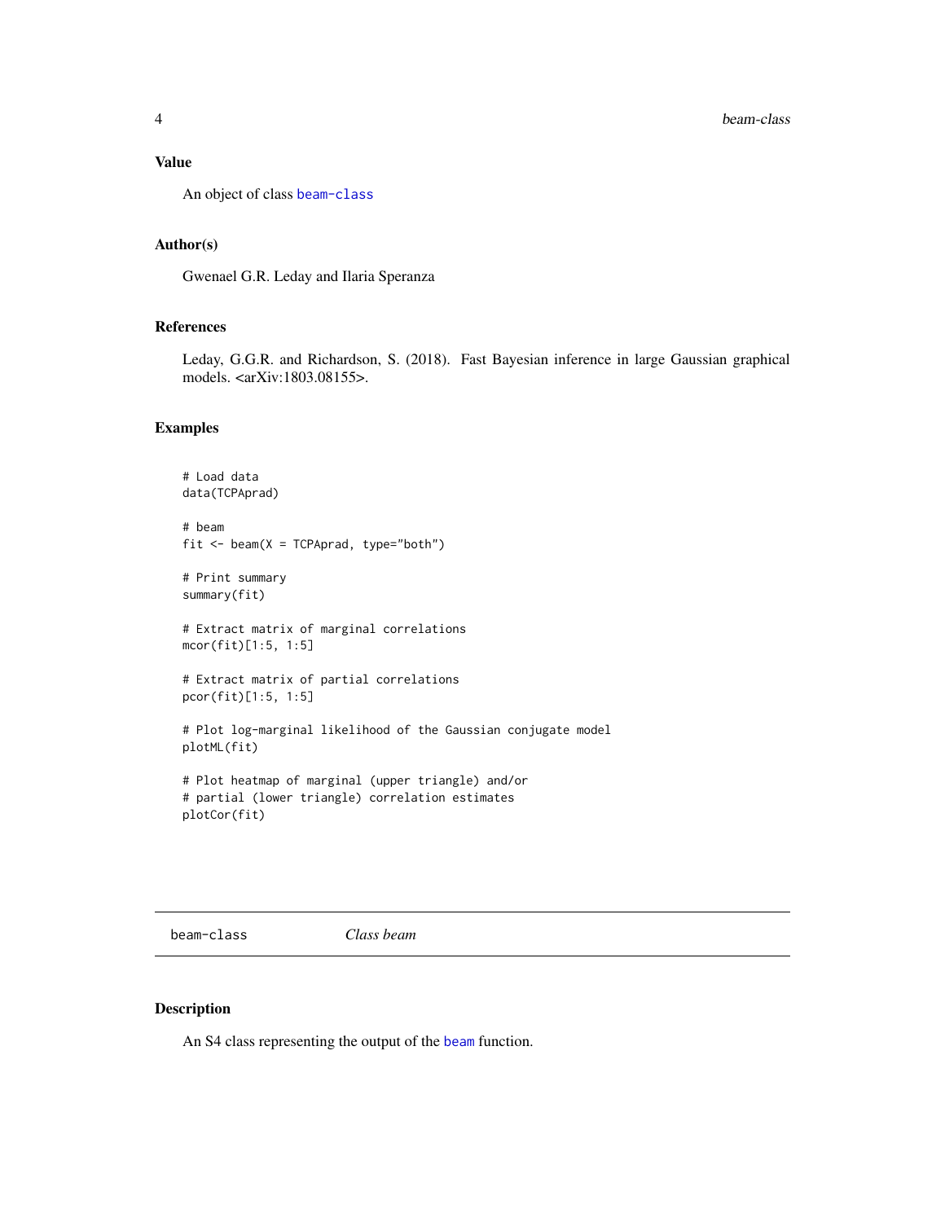## Value

An object of class beam-class

## Author(s)

Gwenael G.R. Leday and Ilaria Speranza

## References

Leday, G.G.R. and Richardson, S. (2018). Fast Bayesian inference in large Gaussian graphical models. <arXiv:1803.08155>.

## Examples

```
# Load data
data(TCPAprad)

# beam
fit <- beam(X = TCPAprad, type="both")

# Print summary
summary(fit)

# Extract matrix of marginal correlations
mcor(fit)[1:5, 1:5]

# Extract matrix of partial correlations
pcor(fit)[1:5, 1:5]

# Plot log-marginal likelihood of the Gaussian conjugate model
plotML(fit)

# Plot heatmap of marginal (upper triangle) and/or
# partial (lower triangle) correlation estimates
plotCor(fit)
```

---

# beam-class    *Class beam*

## Description

An S4 class representing the output of the beam function.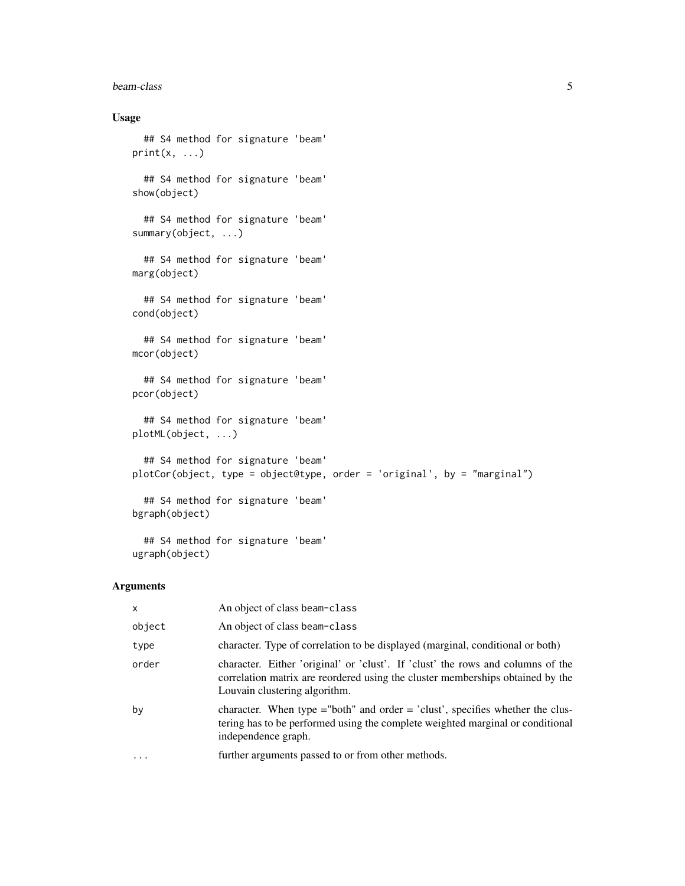## Usage

```
## S4 method for signature 'beam'
print(x, ...)

## S4 method for signature 'beam'
show(object)

## S4 method for signature 'beam'
summary(object, ...)

## S4 method for signature 'beam'
marg(object)

## S4 method for signature 'beam'
cond(object)

## S4 method for signature 'beam'
mcor(object)

## S4 method for signature 'beam'
pcor(object)

## S4 method for signature 'beam'
plotML(object, ...)

## S4 method for signature 'beam'
plotCor(object, type = object@type, order = 'original', by = "marginal")

## S4 method for signature 'beam'
bgraph(object)

## S4 method for signature 'beam'
ugraph(object)
```

## Arguments

| | |
|---|---|
| x | An object of class beam-class |
| object | An object of class beam-class |
| type | character. Type of correlation to be displayed (marginal, conditional or both) |
| order | character. Either 'original' or 'clust'. If 'clust' the rows and columns of the correlation matrix are reordered using the cluster memberships obtained by the Louvain clustering algorithm. |
| by | character. When type ="both" and order = 'clust', specifies whether the clustering has to be performed using the complete weighted marginal or conditional independence graph. |
| ... | further arguments passed to or from other methods. |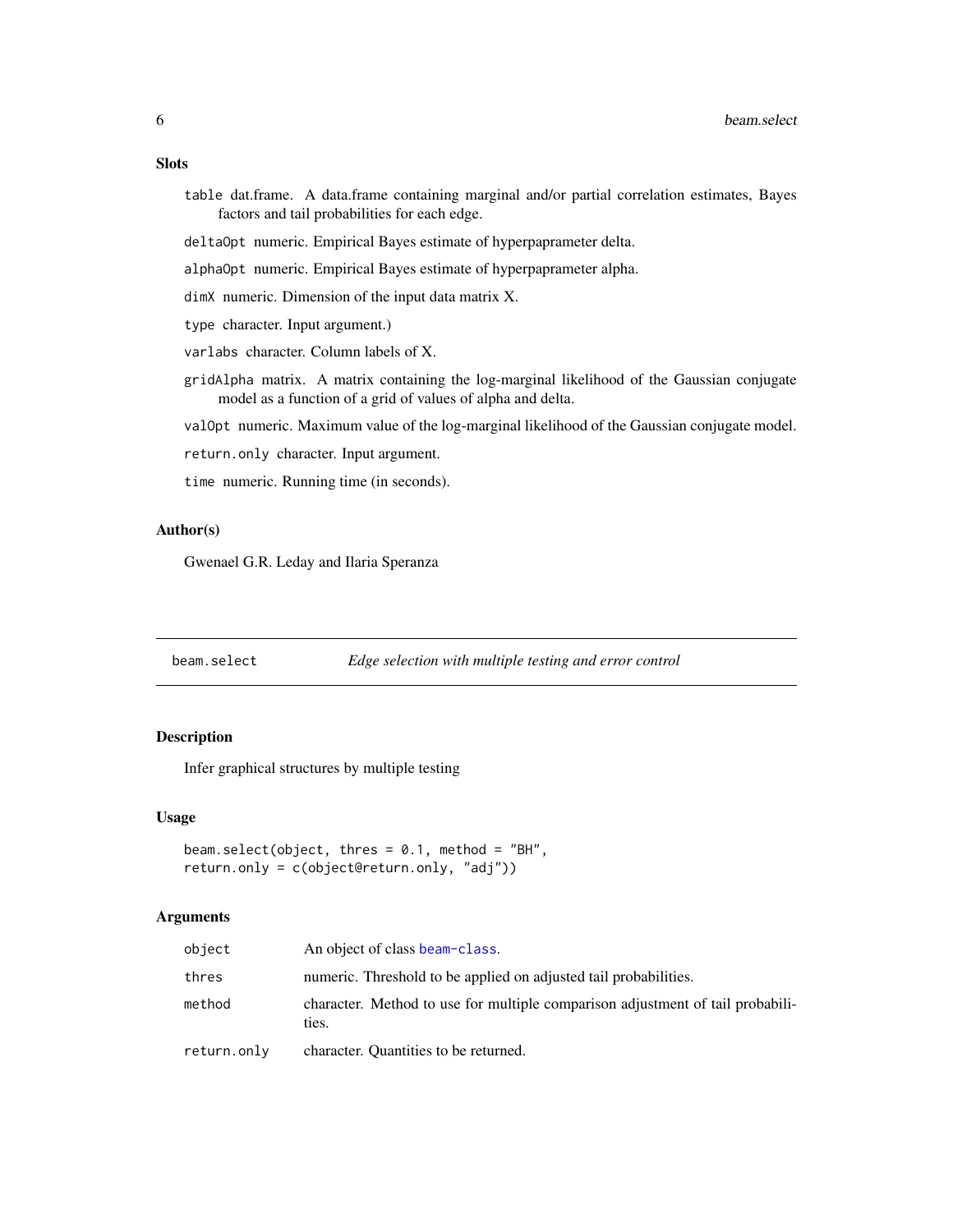## Slots

- `table` dat.frame. A data.frame containing marginal and/or partial correlation estimates, Bayes factors and tail probabilities for each edge.
- `deltaOpt` numeric. Empirical Bayes estimate of hyperpaprameter delta.
- `alphaOpt` numeric. Empirical Bayes estimate of hyperpaprameter alpha.
- `dimX` numeric. Dimension of the input data matrix X.
- `type` character. Input argument.)
- `varlabs` character. Column labels of X.
- `gridAlpha` matrix. A matrix containing the log-marginal likelihood of the Gaussian conjugate model as a function of a grid of values of alpha and delta.
- `valOpt` numeric. Maximum value of the log-marginal likelihood of the Gaussian conjugate model.
- `return.only` character. Input argument.
- `time` numeric. Running time (in seconds).

## Author(s)

Gwenael G.R. Leday and Ilaria Speranza

---

# beam.select — *Edge selection with multiple testing and error control*

## Description

Infer graphical structures by multiple testing

## Usage

```
beam.select(object, thres = 0.1, method = "BH",
return.only = c(object@return.only, "adj"))
```

## Arguments

| | |
|---|---|
| `object` | An object of class beam-class. |
| `thres` | numeric. Threshold to be applied on adjusted tail probabilities. |
| `method` | character. Method to use for multiple comparison adjustment of tail probabilities. |
| `return.only` | character. Quantities to be returned. |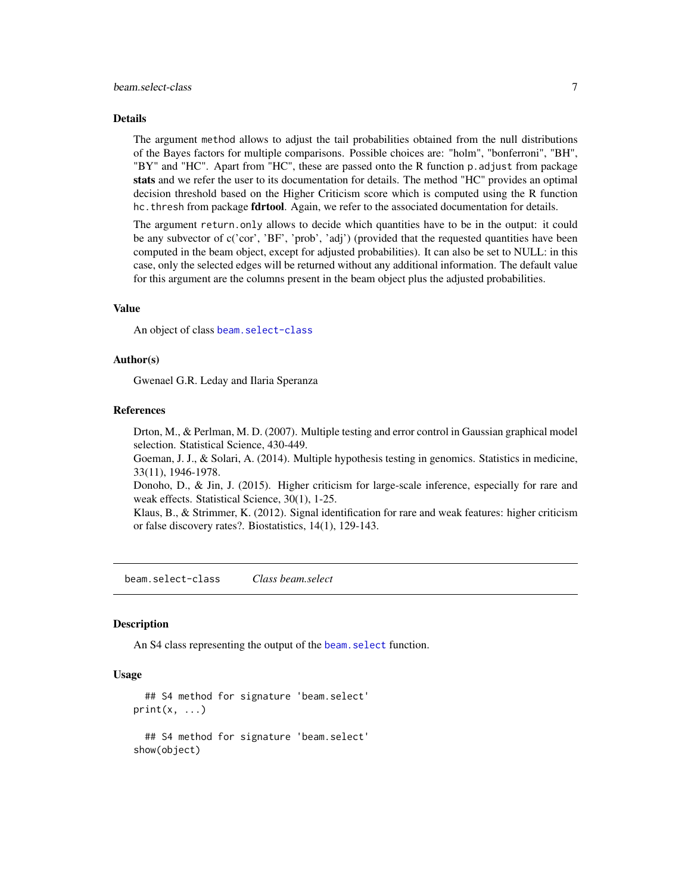### Details

The argument `method` allows to adjust the tail probabilities obtained from the null distributions of the Bayes factors for multiple comparisons. Possible choices are: "holm", "bonferroni", "BH", "BY" and "HC". Apart from "HC", these are passed onto the R function `p.adjust` from package **stats** and we refer the user to its documentation for details. The method "HC" provides an optimal decision threshold based on the Higher Criticism score which is computed using the R function `hc.thresh` from package **fdrtool**. Again, we refer to the associated documentation for details.

The argument `return.only` allows to decide which quantities have to be in the output: it could be any subvector of c('cor', 'BF', 'prob', 'adj') (provided that the requested quantities have been computed in the beam object, except for adjusted probabilities). It can also be set to NULL: in this case, only the selected edges will be returned without any additional information. The default value for this argument are the columns present in the beam object plus the adjusted probabilities.

### Value

An object of class `beam.select-class`

### Author(s)

Gwenael G.R. Leday and Ilaria Speranza

### References

Drton, M., & Perlman, M. D. (2007). Multiple testing and error control in Gaussian graphical model selection. Statistical Science, 430-449.
Goeman, J. J., & Solari, A. (2014). Multiple hypothesis testing in genomics. Statistics in medicine, 33(11), 1946-1978.
Donoho, D., & Jin, J. (2015). Higher criticism for large-scale inference, especially for rare and weak effects. Statistical Science, 30(1), 1-25.
Klaus, B., & Strimmer, K. (2012). Signal identification for rare and weak features: higher criticism or false discovery rates?. Biostatistics, 14(1), 129-143.

---

## beam.select-class — *Class beam.select*

### Description

An S4 class representing the output of the `beam.select` function.

### Usage

```
  ## S4 method for signature 'beam.select'
print(x, ...)

  ## S4 method for signature 'beam.select'
show(object)
```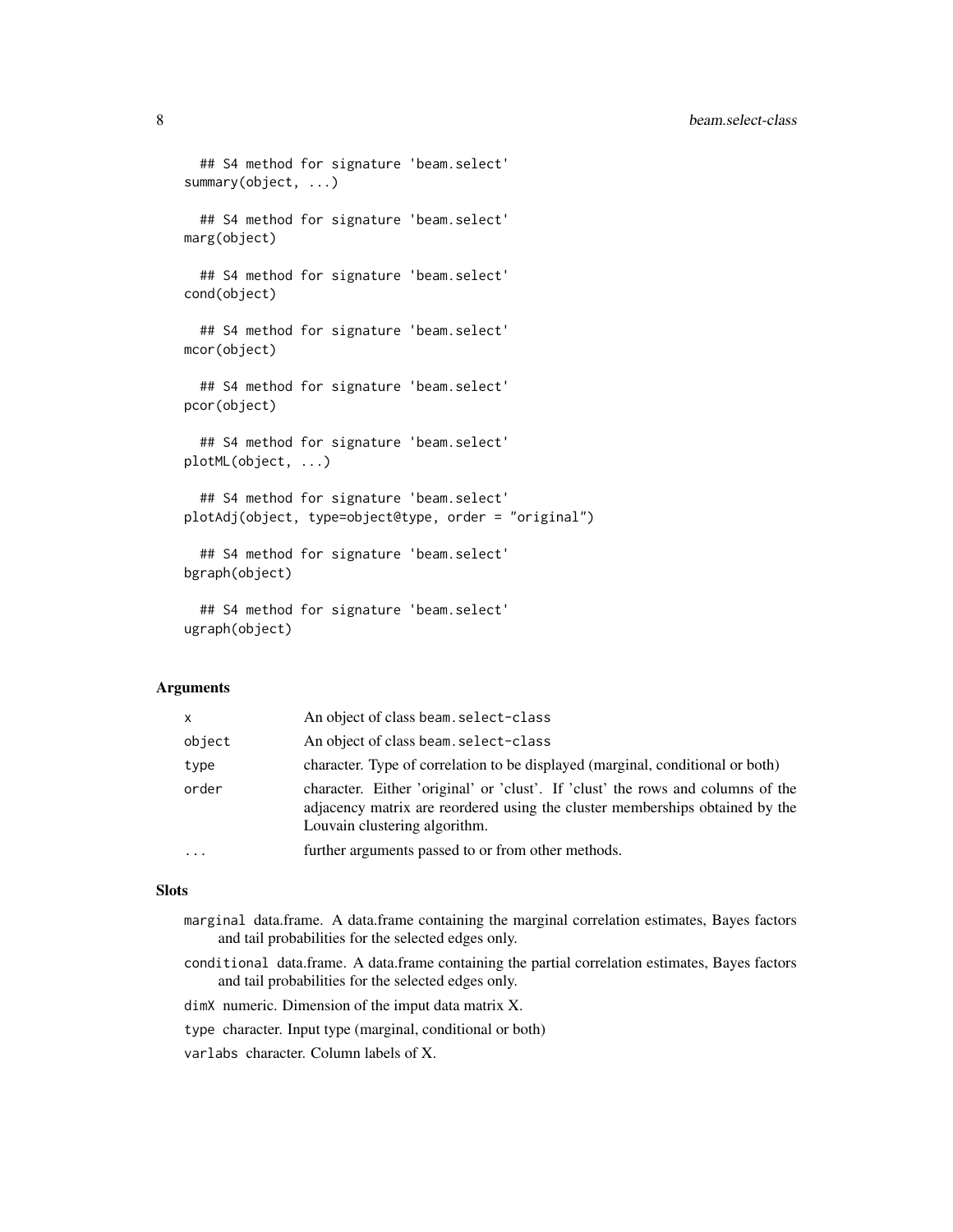```
## S4 method for signature 'beam.select'
summary(object, ...)

## S4 method for signature 'beam.select'
marg(object)

## S4 method for signature 'beam.select'
cond(object)

## S4 method for signature 'beam.select'
mcor(object)

## S4 method for signature 'beam.select'
pcor(object)

## S4 method for signature 'beam.select'
plotML(object, ...)

## S4 method for signature 'beam.select'
plotAdj(object, type=object@type, order = "original")

## S4 method for signature 'beam.select'
bgraph(object)

## S4 method for signature 'beam.select'
ugraph(object)
```

## Arguments

| | |
|---|---|
| `x` | An object of class `beam.select-class` |
| `object` | An object of class `beam.select-class` |
| `type` | character. Type of correlation to be displayed (marginal, conditional or both) |
| `order` | character. Either 'original' or 'clust'. If 'clust' the rows and columns of the adjacency matrix are reordered using the cluster memberships obtained by the Louvain clustering algorithm. |
| `...` | further arguments passed to or from other methods. |

## Slots

- `marginal` data.frame. A data.frame containing the marginal correlation estimates, Bayes factors and tail probabilities for the selected edges only.
- `conditional` data.frame. A data.frame containing the partial correlation estimates, Bayes factors and tail probabilities for the selected edges only.
- `dimX` numeric. Dimension of the imput data matrix X.
- `type` character. Input type (marginal, conditional or both)
- `varlabs` character. Column labels of X.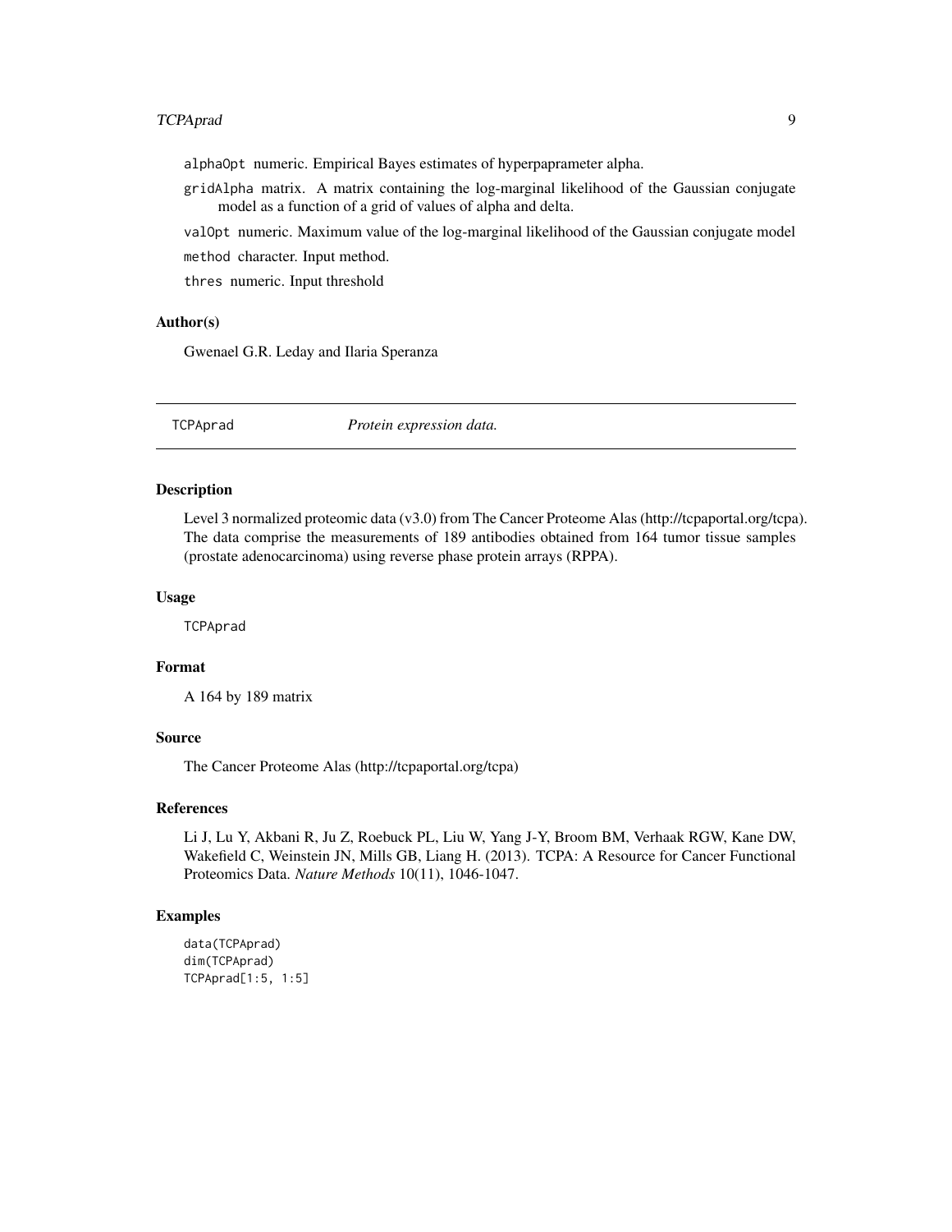alphaOpt numeric. Empirical Bayes estimates of hyperpaprameter alpha.

gridAlpha matrix. A matrix containing the log-marginal likelihood of the Gaussian conjugate model as a function of a grid of values of alpha and delta.

valOpt numeric. Maximum value of the log-marginal likelihood of the Gaussian conjugate model

method character. Input method.

thres numeric. Input threshold

## Author(s)

Gwenael G.R. Leday and Ilaria Speranza

---

# TCPAprad *Protein expression data.*

---

## Description

Level 3 normalized proteomic data (v3.0) from The Cancer Proteome Alas (http://tcpaportal.org/tcpa). The data comprise the measurements of 189 antibodies obtained from 164 tumor tissue samples (prostate adenocarcinoma) using reverse phase protein arrays (RPPA).

## Usage

```
TCPAprad
```

## Format

A 164 by 189 matrix

## Source

The Cancer Proteome Alas (http://tcpaportal.org/tcpa)

## References

Li J, Lu Y, Akbani R, Ju Z, Roebuck PL, Liu W, Yang J-Y, Broom BM, Verhaak RGW, Kane DW, Wakefield C, Weinstein JN, Mills GB, Liang H. (2013). TCPA: A Resource for Cancer Functional Proteomics Data. *Nature Methods* 10(11), 1046-1047.

## Examples

```
data(TCPAprad)
dim(TCPAprad)
TCPAprad[1:5, 1:5]
```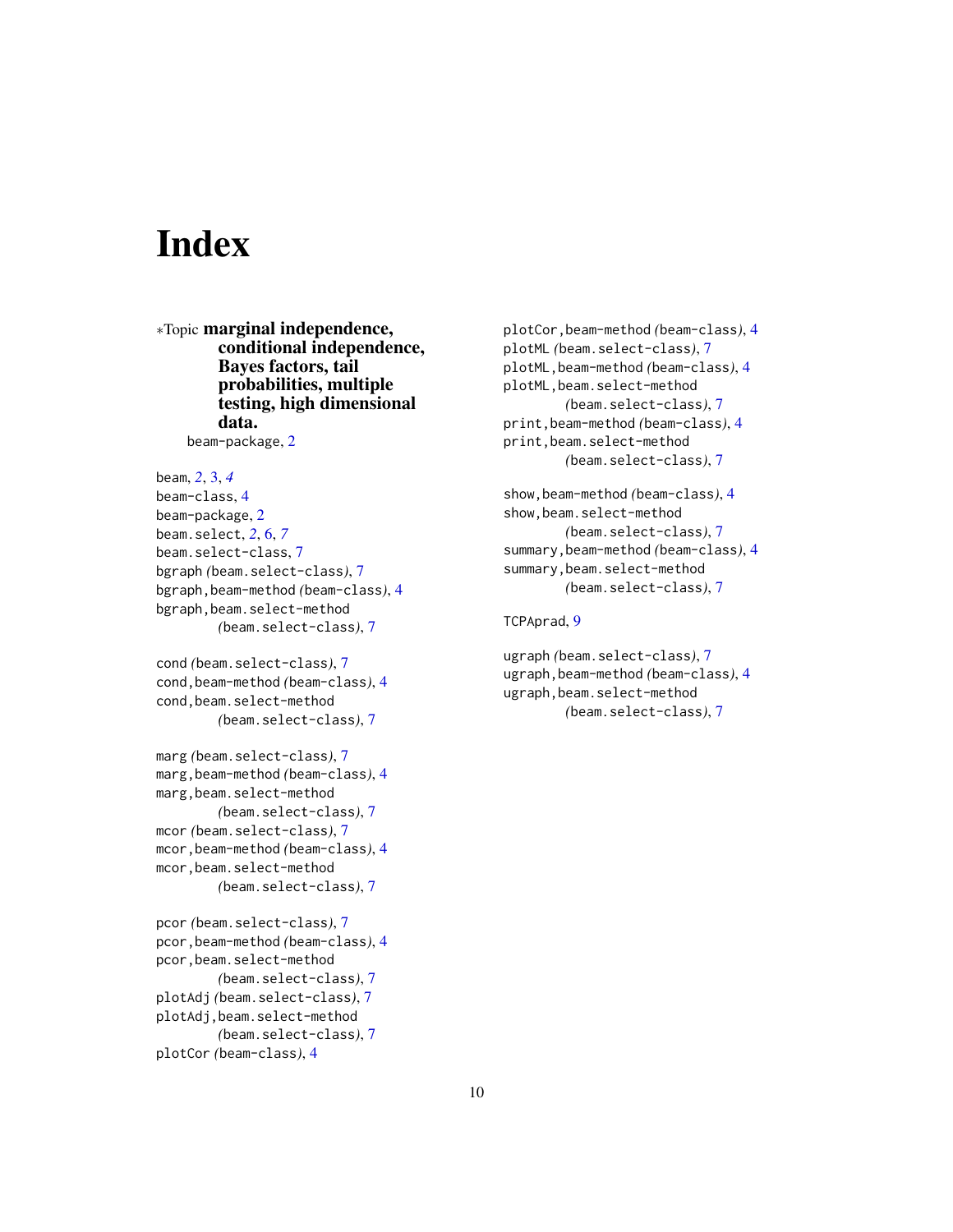# Index

∗Topic **marginal independence, conditional independence, Bayes factors, tail probabilities, multiple testing, high dimensional data.**
beam-package, 2

beam, *2*, 3, *4*
beam-class, 4
beam-package, 2
beam.select, *2*, 6, *7*
beam.select-class, 7
bgraph *(beam.select-class)*, 7
bgraph,beam-method *(beam-class)*, 4
bgraph,beam.select-method *(beam.select-class)*, 7

cond *(beam.select-class)*, 7
cond,beam-method *(beam-class)*, 4
cond,beam.select-method *(beam.select-class)*, 7

marg *(beam.select-class)*, 7
marg,beam-method *(beam-class)*, 4
marg,beam.select-method *(beam.select-class)*, 7
mcor *(beam.select-class)*, 7
mcor,beam-method *(beam-class)*, 4
mcor,beam.select-method *(beam.select-class)*, 7

pcor *(beam.select-class)*, 7
pcor,beam-method *(beam-class)*, 4
pcor,beam.select-method *(beam.select-class)*, 7
plotAdj *(beam.select-class)*, 7
plotAdj,beam.select-method *(beam.select-class)*, 7
plotCor *(beam-class)*, 4
plotCor,beam-method *(beam-class)*, 4
plotML *(beam.select-class)*, 7
plotML,beam-method *(beam-class)*, 4
plotML,beam.select-method *(beam.select-class)*, 7
print,beam-method *(beam-class)*, 4
print,beam.select-method *(beam.select-class)*, 7

show,beam-method *(beam-class)*, 4
show,beam.select-method *(beam.select-class)*, 7
summary,beam-method *(beam-class)*, 4
summary,beam.select-method *(beam.select-class)*, 7

TCPAprad, 9

ugraph *(beam.select-class)*, 7
ugraph,beam-method *(beam-class)*, 4
ugraph,beam.select-method *(beam.select-class)*, 7